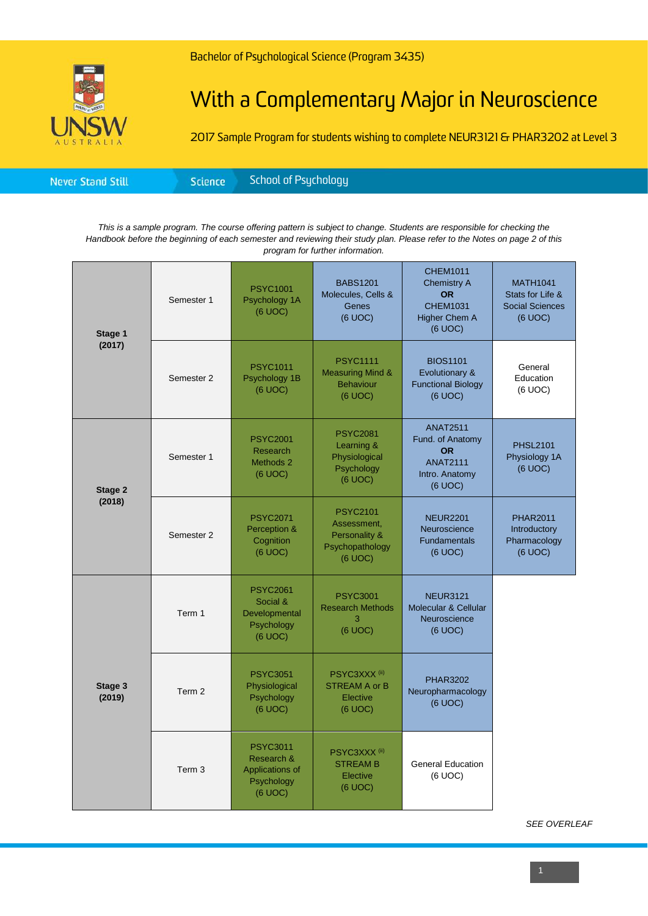Bachelor of Psychological Science (Program 3435)

# With a Complementary Major in Neuroscience

2017 Sample Program for students wishing to complete NEUR3121 & PHAR3202 at Level 3

Never Stand Still | Science | School of Psychology

*This is a sample program. The course offering pattern is subject to change. Students are responsible for checking the Handbook before the beginning of each semester and reviewing their study plan. Please refer to the Notes on page 2 of this program for further information.*

| | | | | | |
|---|---|---|---|---|---|
| **Stage 1 (2017)** | Semester 1 | PSYC1001 Psychology 1A (6 UOC) | BABS1201 Molecules, Cells & Genes (6 UOC) | CHEM1011 Chemistry A **OR** CHEM1031 Higher Chem A (6 UOC) | MATH1041 Stats for Life & Social Sciences (6 UOC) |
| | Semester 2 | PSYC1011 Psychology 1B (6 UOC) | PSYC1111 Measuring Mind & Behaviour (6 UOC) | BIOS1101 Evolutionary & Functional Biology (6 UOC) | General Education (6 UOC) |
| **Stage 2 (2018)** | Semester 1 | PSYC2001 Research Methods 2 (6 UOC) | PSYC2081 Learning & Physiological Psychology (6 UOC) | ANAT2511 Fund. of Anatomy **OR** ANAT2111 Intro. Anatomy (6 UOC) | PHSL2101 Physiology 1A (6 UOC) |
| | Semester 2 | PSYC2071 Perception & Cognition (6 UOC) | PSYC2101 Assessment, Personality & Psychopathology (6 UOC) | NEUR2201 Neuroscience Fundamentals (6 UOC) | PHAR2011 Introductory Pharmacology (6 UOC) |
| **Stage 3 (2019)** | Term 1 | PSYC2061 Social & Developmental Psychology (6 UOC) | PSYC3001 Research Methods 3 (6 UOC) | NEUR3121 Molecular & Cellular Neuroscience (6 UOC) | |
| | Term 2 | PSYC3051 Physiological Psychology (6 UOC) | PSYC3XXX [ii] STREAM A or B Elective (6 UOC) | PHAR3202 Neuropharmacology (6 UOC) | |
| | Term 3 | PSYC3011 Research & Applications of Psychology (6 UOC) | PSYC3XXX [ii] STREAM B Elective (6 UOC) | General Education (6 UOC) | |

*SEE OVERLEAF*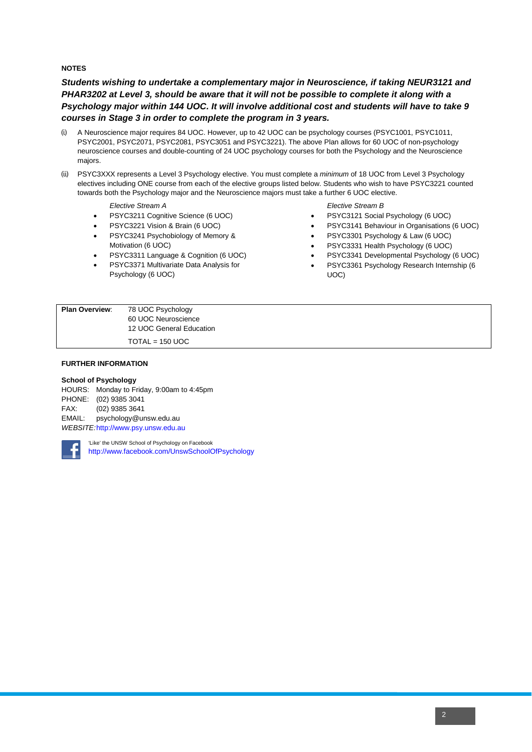**NOTES**

***Students wishing to undertake a complementary major in Neuroscience, if taking NEUR3121 and PHAR3202 at Level 3, should be aware that it will not be possible to complete it along with a Psychology major within 144 UOC. It will involve additional cost and students will have to take 9 courses in Stage 3 in order to complete the program in 3 years.***

(i) A Neuroscience major requires 84 UOC. However, up to 42 UOC can be psychology courses (PSYC1001, PSYC1011, PSYC2001, PSYC2071, PSYC2081, PSYC3051 and PSYC3221). The above Plan allows for 60 UOC of non-psychology neuroscience courses and double-counting of 24 UOC psychology courses for both the Psychology and the Neuroscience majors.

(ii) PSYC3XXX represents a Level 3 Psychology elective. You must complete a *minimum* of 18 UOC from Level 3 Psychology electives including ONE course from each of the elective groups listed below. Students who wish to have PSYC3221 counted towards both the Psychology major and the Neuroscience majors must take a further 6 UOC elective.

*Elective Stream A*

- PSYC3211 Cognitive Science (6 UOC)
- PSYC3221 Vision & Brain (6 UOC)
- PSYC3241 Psychobiology of Memory & Motivation (6 UOC)
- PSYC3311 Language & Cognition (6 UOC)
- PSYC3371 Multivariate Data Analysis for Psychology (6 UOC)

*Elective Stream B*

- PSYC3121 Social Psychology (6 UOC)
- PSYC3141 Behaviour in Organisations (6 UOC)
- PSYC3301 Psychology & Law (6 UOC)
- PSYC3331 Health Psychology (6 UOC)
- PSYC3341 Developmental Psychology (6 UOC)
- PSYC3361 Psychology Research Internship (6 UOC)

| | |
|---|---|
| **Plan Overview**: | 78 UOC Psychology |
| | 60 UOC Neuroscience |
| | 12 UOC General Education |
| | TOTAL = 150 UOC |

**FURTHER INFORMATION**

**School of Psychology**

HOURS: Monday to Friday, 9:00am to 4:45pm
PHONE: (02) 9385 3041
FAX: (02) 9385 3641
EMAIL: psychology@unsw.edu.au
*WEBSITE:* http://www.psy.unsw.edu.au

'Like' the UNSW School of Psychology on Facebook
http://www.facebook.com/UnswSchoolOfPsychology